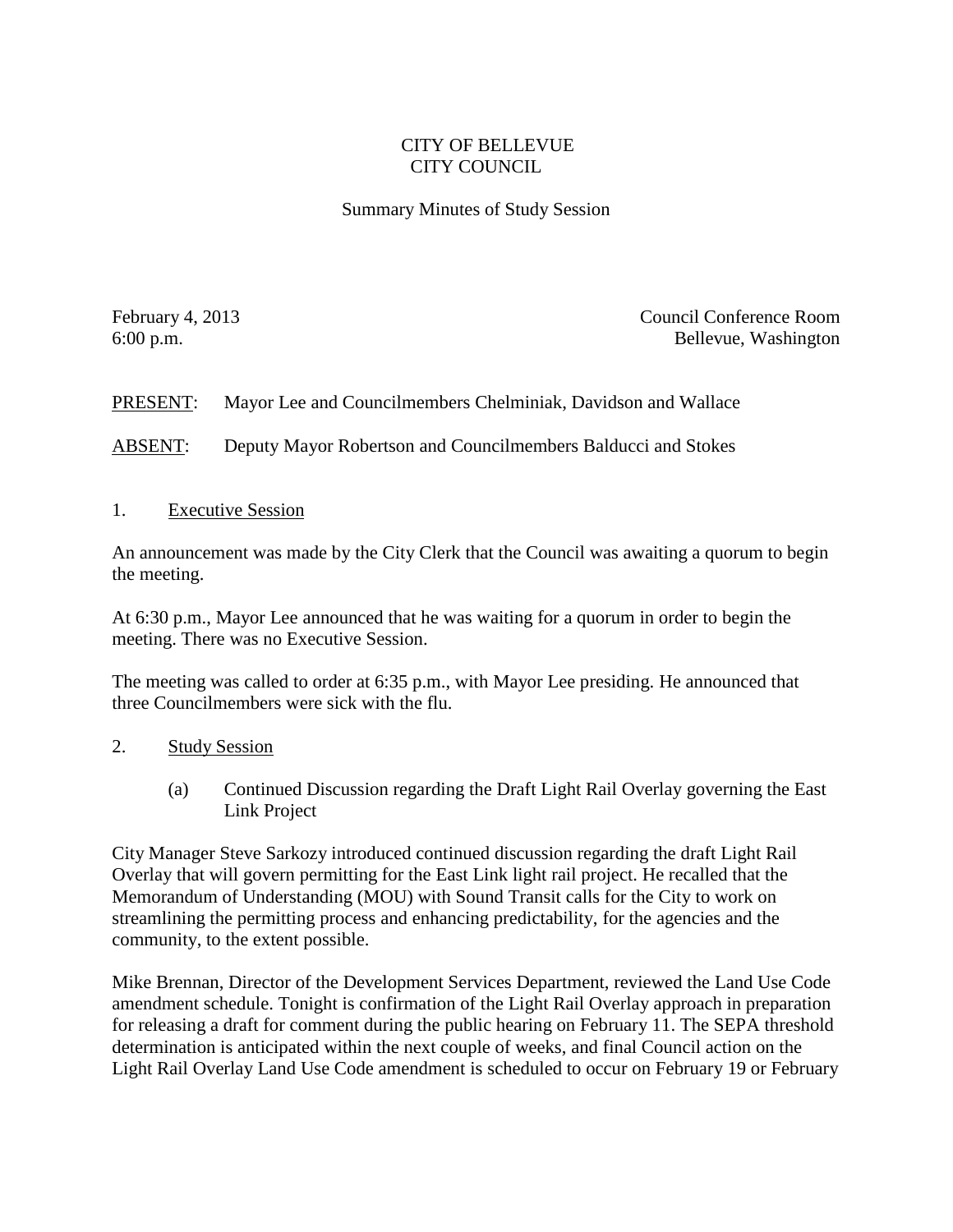# CITY OF BELLEVUE
# CITY COUNCIL

## Summary Minutes of Study Session

February 4, 2013
6:00 p.m.

Council Conference Room
Bellevue, Washington

PRESENT: Mayor Lee and Councilmembers Chelminiak, Davidson and Wallace

ABSENT: Deputy Mayor Robertson and Councilmembers Balducci and Stokes

1. Executive Session

An announcement was made by the City Clerk that the Council was awaiting a quorum to begin the meeting.

At 6:30 p.m., Mayor Lee announced that he was waiting for a quorum in order to begin the meeting. There was no Executive Session.

The meeting was called to order at 6:35 p.m., with Mayor Lee presiding. He announced that three Councilmembers were sick with the flu.

2. Study Session

(a) Continued Discussion regarding the Draft Light Rail Overlay governing the East Link Project

City Manager Steve Sarkozy introduced continued discussion regarding the draft Light Rail Overlay that will govern permitting for the East Link light rail project. He recalled that the Memorandum of Understanding (MOU) with Sound Transit calls for the City to work on streamlining the permitting process and enhancing predictability, for the agencies and the community, to the extent possible.

Mike Brennan, Director of the Development Services Department, reviewed the Land Use Code amendment schedule. Tonight is confirmation of the Light Rail Overlay approach in preparation for releasing a draft for comment during the public hearing on February 11. The SEPA threshold determination is anticipated within the next couple of weeks, and final Council action on the Light Rail Overlay Land Use Code amendment is scheduled to occur on February 19 or February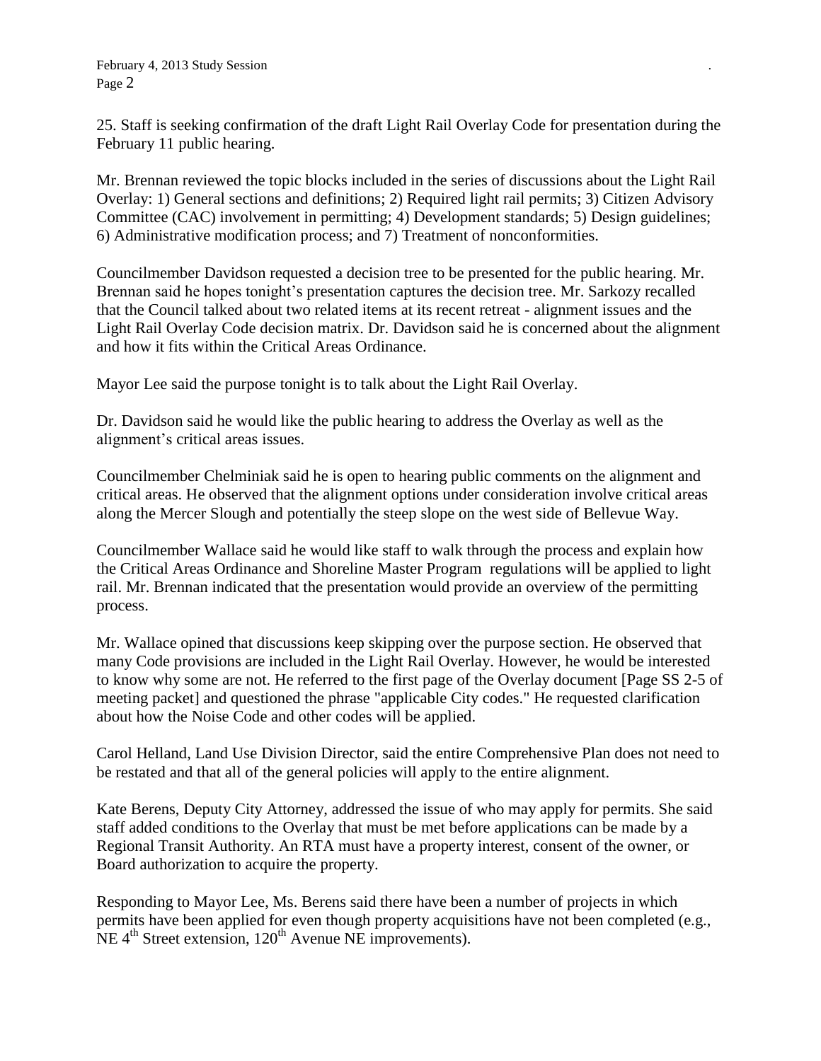25. Staff is seeking confirmation of the draft Light Rail Overlay Code for presentation during the February 11 public hearing.

Mr. Brennan reviewed the topic blocks included in the series of discussions about the Light Rail Overlay: 1) General sections and definitions; 2) Required light rail permits; 3) Citizen Advisory Committee (CAC) involvement in permitting; 4) Development standards; 5) Design guidelines; 6) Administrative modification process; and 7) Treatment of nonconformities.

Councilmember Davidson requested a decision tree to be presented for the public hearing. Mr. Brennan said he hopes tonight's presentation captures the decision tree. Mr. Sarkozy recalled that the Council talked about two related items at its recent retreat - alignment issues and the Light Rail Overlay Code decision matrix. Dr. Davidson said he is concerned about the alignment and how it fits within the Critical Areas Ordinance.

Mayor Lee said the purpose tonight is to talk about the Light Rail Overlay.

Dr. Davidson said he would like the public hearing to address the Overlay as well as the alignment's critical areas issues.

Councilmember Chelminiak said he is open to hearing public comments on the alignment and critical areas. He observed that the alignment options under consideration involve critical areas along the Mercer Slough and potentially the steep slope on the west side of Bellevue Way.

Councilmember Wallace said he would like staff to walk through the process and explain how the Critical Areas Ordinance and Shoreline Master Program regulations will be applied to light rail. Mr. Brennan indicated that the presentation would provide an overview of the permitting process.

Mr. Wallace opined that discussions keep skipping over the purpose section. He observed that many Code provisions are included in the Light Rail Overlay. However, he would be interested to know why some are not. He referred to the first page of the Overlay document [Page SS 2-5 of meeting packet] and questioned the phrase "applicable City codes." He requested clarification about how the Noise Code and other codes will be applied.

Carol Helland, Land Use Division Director, said the entire Comprehensive Plan does not need to be restated and that all of the general policies will apply to the entire alignment.

Kate Berens, Deputy City Attorney, addressed the issue of who may apply for permits. She said staff added conditions to the Overlay that must be met before applications can be made by a Regional Transit Authority. An RTA must have a property interest, consent of the owner, or Board authorization to acquire the property.

Responding to Mayor Lee, Ms. Berens said there have been a number of projects in which permits have been applied for even though property acquisitions have not been completed (e.g., NE 4th Street extension, 120th Avenue NE improvements).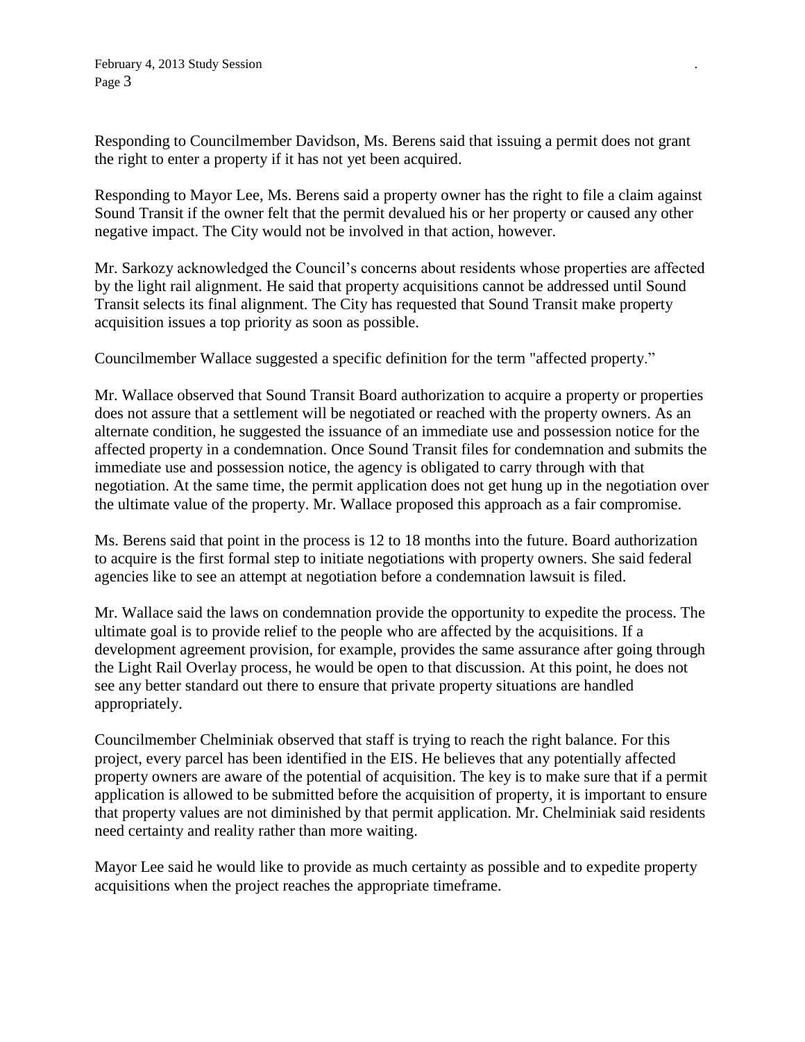Responding to Councilmember Davidson, Ms. Berens said that issuing a permit does not grant the right to enter a property if it has not yet been acquired.

Responding to Mayor Lee, Ms. Berens said a property owner has the right to file a claim against Sound Transit if the owner felt that the permit devalued his or her property or caused any other negative impact. The City would not be involved in that action, however.

Mr. Sarkozy acknowledged the Council's concerns about residents whose properties are affected by the light rail alignment. He said that property acquisitions cannot be addressed until Sound Transit selects its final alignment. The City has requested that Sound Transit make property acquisition issues a top priority as soon as possible.

Councilmember Wallace suggested a specific definition for the term "affected property."

Mr. Wallace observed that Sound Transit Board authorization to acquire a property or properties does not assure that a settlement will be negotiated or reached with the property owners. As an alternate condition, he suggested the issuance of an immediate use and possession notice for the affected property in a condemnation. Once Sound Transit files for condemnation and submits the immediate use and possession notice, the agency is obligated to carry through with that negotiation. At the same time, the permit application does not get hung up in the negotiation over the ultimate value of the property. Mr. Wallace proposed this approach as a fair compromise.

Ms. Berens said that point in the process is 12 to 18 months into the future. Board authorization to acquire is the first formal step to initiate negotiations with property owners. She said federal agencies like to see an attempt at negotiation before a condemnation lawsuit is filed.

Mr. Wallace said the laws on condemnation provide the opportunity to expedite the process. The ultimate goal is to provide relief to the people who are affected by the acquisitions. If a development agreement provision, for example, provides the same assurance after going through the Light Rail Overlay process, he would be open to that discussion. At this point, he does not see any better standard out there to ensure that private property situations are handled appropriately.

Councilmember Chelminiak observed that staff is trying to reach the right balance. For this project, every parcel has been identified in the EIS. He believes that any potentially affected property owners are aware of the potential of acquisition. The key is to make sure that if a permit application is allowed to be submitted before the acquisition of property, it is important to ensure that property values are not diminished by that permit application. Mr. Chelminiak said residents need certainty and reality rather than more waiting.

Mayor Lee said he would like to provide as much certainty as possible and to expedite property acquisitions when the project reaches the appropriate timeframe.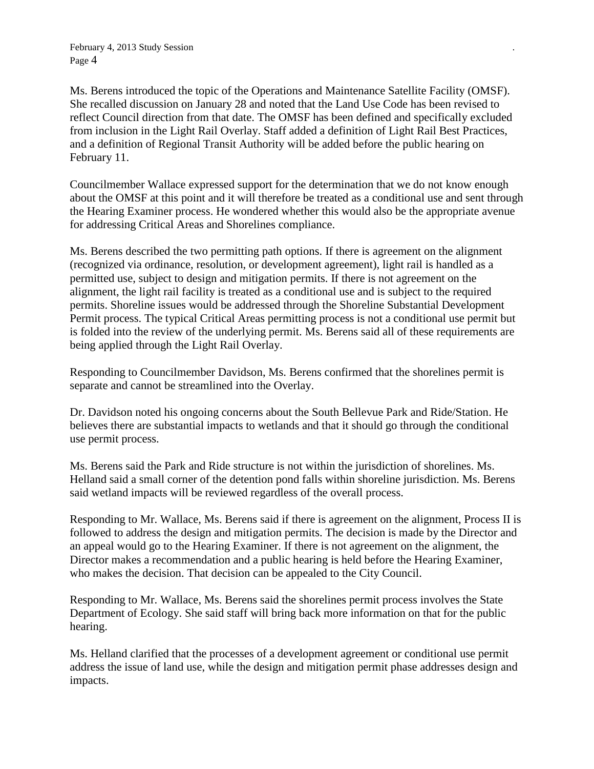Ms. Berens introduced the topic of the Operations and Maintenance Satellite Facility (OMSF). She recalled discussion on January 28 and noted that the Land Use Code has been revised to reflect Council direction from that date. The OMSF has been defined and specifically excluded from inclusion in the Light Rail Overlay. Staff added a definition of Light Rail Best Practices, and a definition of Regional Transit Authority will be added before the public hearing on February 11.

Councilmember Wallace expressed support for the determination that we do not know enough about the OMSF at this point and it will therefore be treated as a conditional use and sent through the Hearing Examiner process. He wondered whether this would also be the appropriate avenue for addressing Critical Areas and Shorelines compliance.

Ms. Berens described the two permitting path options. If there is agreement on the alignment (recognized via ordinance, resolution, or development agreement), light rail is handled as a permitted use, subject to design and mitigation permits. If there is not agreement on the alignment, the light rail facility is treated as a conditional use and is subject to the required permits. Shoreline issues would be addressed through the Shoreline Substantial Development Permit process. The typical Critical Areas permitting process is not a conditional use permit but is folded into the review of the underlying permit. Ms. Berens said all of these requirements are being applied through the Light Rail Overlay.

Responding to Councilmember Davidson, Ms. Berens confirmed that the shorelines permit is separate and cannot be streamlined into the Overlay.

Dr. Davidson noted his ongoing concerns about the South Bellevue Park and Ride/Station. He believes there are substantial impacts to wetlands and that it should go through the conditional use permit process.

Ms. Berens said the Park and Ride structure is not within the jurisdiction of shorelines. Ms. Helland said a small corner of the detention pond falls within shoreline jurisdiction. Ms. Berens said wetland impacts will be reviewed regardless of the overall process.

Responding to Mr. Wallace, Ms. Berens said if there is agreement on the alignment, Process II is followed to address the design and mitigation permits. The decision is made by the Director and an appeal would go to the Hearing Examiner. If there is not agreement on the alignment, the Director makes a recommendation and a public hearing is held before the Hearing Examiner, who makes the decision. That decision can be appealed to the City Council.

Responding to Mr. Wallace, Ms. Berens said the shorelines permit process involves the State Department of Ecology. She said staff will bring back more information on that for the public hearing.

Ms. Helland clarified that the processes of a development agreement or conditional use permit address the issue of land use, while the design and mitigation permit phase addresses design and impacts.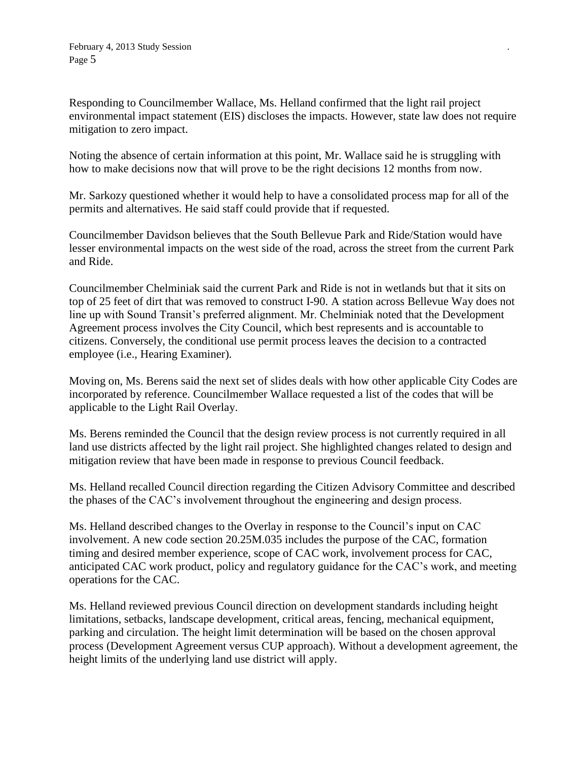Responding to Councilmember Wallace, Ms. Helland confirmed that the light rail project environmental impact statement (EIS) discloses the impacts. However, state law does not require mitigation to zero impact.

Noting the absence of certain information at this point, Mr. Wallace said he is struggling with how to make decisions now that will prove to be the right decisions 12 months from now.

Mr. Sarkozy questioned whether it would help to have a consolidated process map for all of the permits and alternatives. He said staff could provide that if requested.

Councilmember Davidson believes that the South Bellevue Park and Ride/Station would have lesser environmental impacts on the west side of the road, across the street from the current Park and Ride.

Councilmember Chelminiak said the current Park and Ride is not in wetlands but that it sits on top of 25 feet of dirt that was removed to construct I-90. A station across Bellevue Way does not line up with Sound Transit's preferred alignment. Mr. Chelminiak noted that the Development Agreement process involves the City Council, which best represents and is accountable to citizens. Conversely, the conditional use permit process leaves the decision to a contracted employee (i.e., Hearing Examiner).

Moving on, Ms. Berens said the next set of slides deals with how other applicable City Codes are incorporated by reference. Councilmember Wallace requested a list of the codes that will be applicable to the Light Rail Overlay.

Ms. Berens reminded the Council that the design review process is not currently required in all land use districts affected by the light rail project. She highlighted changes related to design and mitigation review that have been made in response to previous Council feedback.

Ms. Helland recalled Council direction regarding the Citizen Advisory Committee and described the phases of the CAC's involvement throughout the engineering and design process.

Ms. Helland described changes to the Overlay in response to the Council's input on CAC involvement. A new code section 20.25M.035 includes the purpose of the CAC, formation timing and desired member experience, scope of CAC work, involvement process for CAC, anticipated CAC work product, policy and regulatory guidance for the CAC's work, and meeting operations for the CAC.

Ms. Helland reviewed previous Council direction on development standards including height limitations, setbacks, landscape development, critical areas, fencing, mechanical equipment, parking and circulation. The height limit determination will be based on the chosen approval process (Development Agreement versus CUP approach). Without a development agreement, the height limits of the underlying land use district will apply.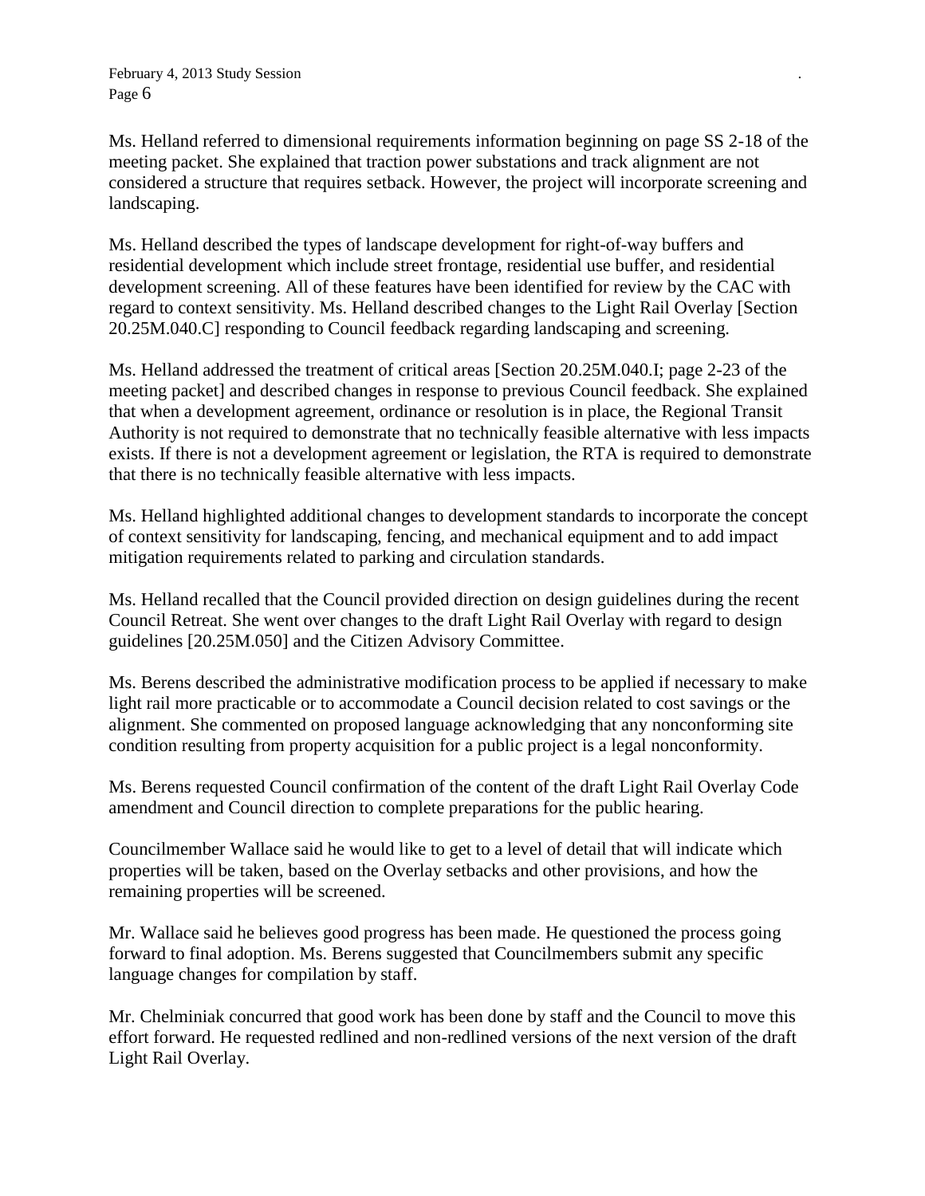Ms. Helland referred to dimensional requirements information beginning on page SS 2-18 of the meeting packet. She explained that traction power substations and track alignment are not considered a structure that requires setback. However, the project will incorporate screening and landscaping.

Ms. Helland described the types of landscape development for right-of-way buffers and residential development which include street frontage, residential use buffer, and residential development screening. All of these features have been identified for review by the CAC with regard to context sensitivity. Ms. Helland described changes to the Light Rail Overlay [Section 20.25M.040.C] responding to Council feedback regarding landscaping and screening.

Ms. Helland addressed the treatment of critical areas [Section 20.25M.040.I; page 2-23 of the meeting packet] and described changes in response to previous Council feedback. She explained that when a development agreement, ordinance or resolution is in place, the Regional Transit Authority is not required to demonstrate that no technically feasible alternative with less impacts exists. If there is not a development agreement or legislation, the RTA is required to demonstrate that there is no technically feasible alternative with less impacts.

Ms. Helland highlighted additional changes to development standards to incorporate the concept of context sensitivity for landscaping, fencing, and mechanical equipment and to add impact mitigation requirements related to parking and circulation standards.

Ms. Helland recalled that the Council provided direction on design guidelines during the recent Council Retreat. She went over changes to the draft Light Rail Overlay with regard to design guidelines [20.25M.050] and the Citizen Advisory Committee.

Ms. Berens described the administrative modification process to be applied if necessary to make light rail more practicable or to accommodate a Council decision related to cost savings or the alignment. She commented on proposed language acknowledging that any nonconforming site condition resulting from property acquisition for a public project is a legal nonconformity.

Ms. Berens requested Council confirmation of the content of the draft Light Rail Overlay Code amendment and Council direction to complete preparations for the public hearing.

Councilmember Wallace said he would like to get to a level of detail that will indicate which properties will be taken, based on the Overlay setbacks and other provisions, and how the remaining properties will be screened.

Mr. Wallace said he believes good progress has been made. He questioned the process going forward to final adoption. Ms. Berens suggested that Councilmembers submit any specific language changes for compilation by staff.

Mr. Chelminiak concurred that good work has been done by staff and the Council to move this effort forward. He requested redlined and non-redlined versions of the next version of the draft Light Rail Overlay.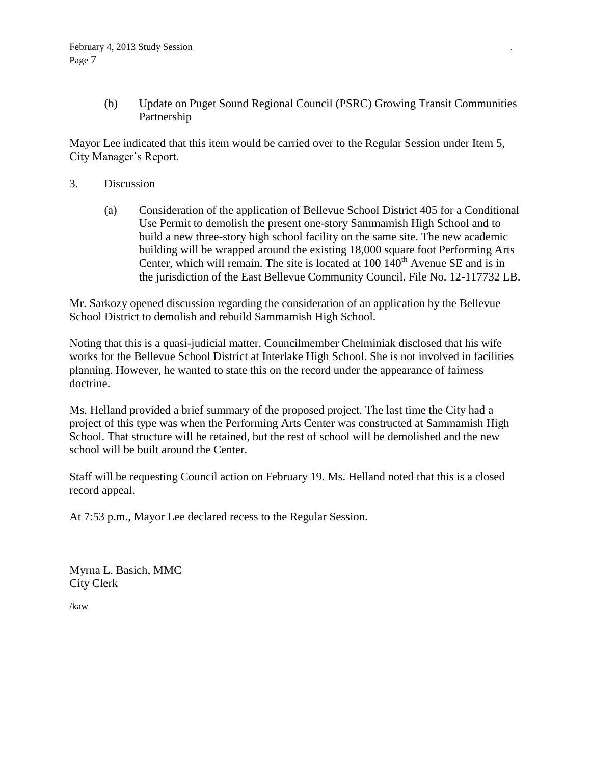(b) Update on Puget Sound Regional Council (PSRC) Growing Transit Communities Partnership

Mayor Lee indicated that this item would be carried over to the Regular Session under Item 5, City Manager's Report.

3. Discussion

(a) Consideration of the application of Bellevue School District 405 for a Conditional Use Permit to demolish the present one-story Sammamish High School and to build a new three-story high school facility on the same site. The new academic building will be wrapped around the existing 18,000 square foot Performing Arts Center, which will remain. The site is located at 100 140th Avenue SE and is in the jurisdiction of the East Bellevue Community Council. File No. 12-117732 LB.

Mr. Sarkozy opened discussion regarding the consideration of an application by the Bellevue School District to demolish and rebuild Sammamish High School.

Noting that this is a quasi-judicial matter, Councilmember Chelminiak disclosed that his wife works for the Bellevue School District at Interlake High School. She is not involved in facilities planning. However, he wanted to state this on the record under the appearance of fairness doctrine.

Ms. Helland provided a brief summary of the proposed project. The last time the City had a project of this type was when the Performing Arts Center was constructed at Sammamish High School. That structure will be retained, but the rest of school will be demolished and the new school will be built around the Center.

Staff will be requesting Council action on February 19. Ms. Helland noted that this is a closed record appeal.

At 7:53 p.m., Mayor Lee declared recess to the Regular Session.

Myrna L. Basich, MMC
City Clerk

/kaw